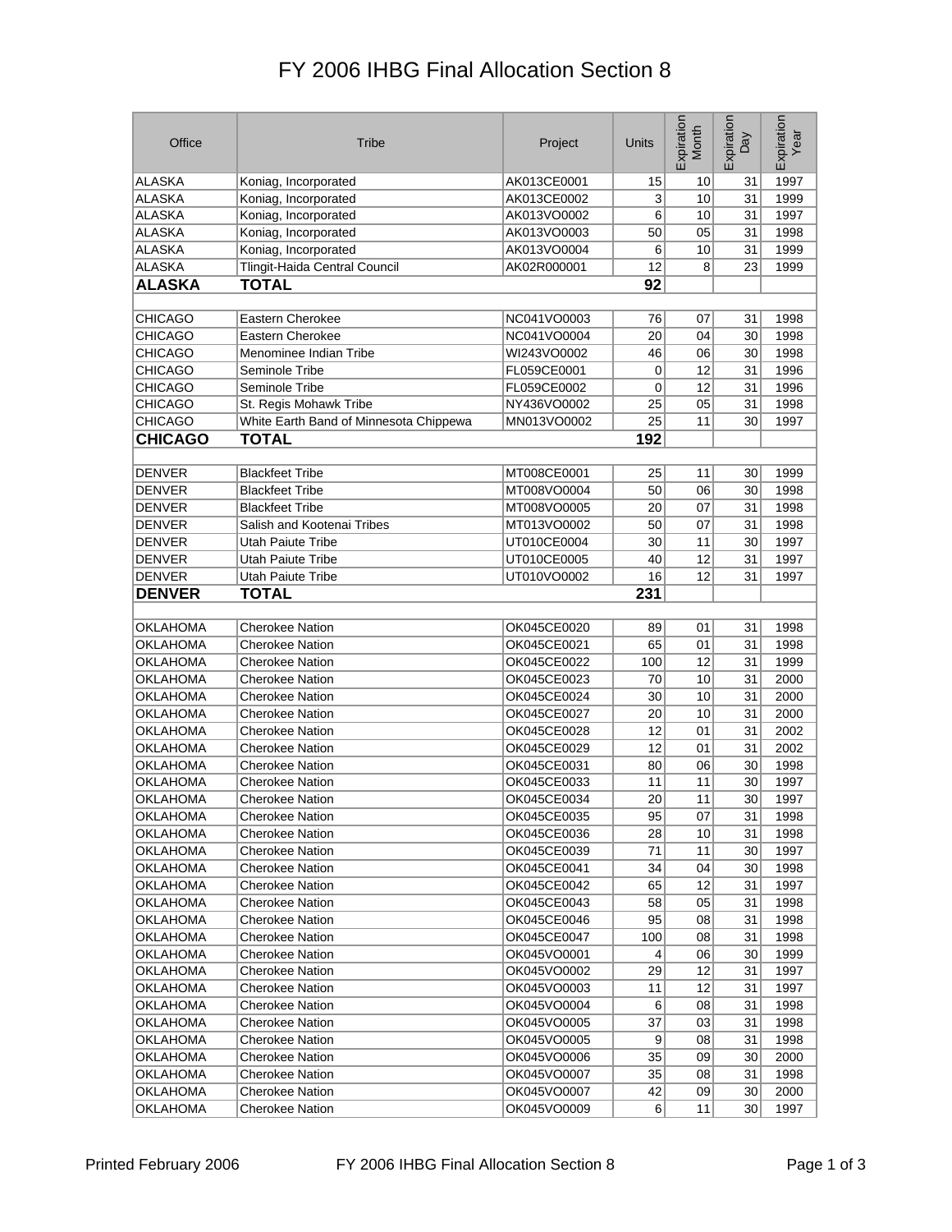# FY 2006 IHBG Final Allocation Section 8

| Office | Tribe | Project | Units | Expiration Month | Expiration Day | Expiration Year |
|---|---|---|---|---|---|---|
| ALASKA | Koniag, Incorporated | AK013CE0001 | 15 | 10 | 31 | 1997 |
| ALASKA | Koniag, Incorporated | AK013CE0002 | 3 | 10 | 31 | 1999 |
| ALASKA | Koniag, Incorporated | AK013VO0002 | 6 | 10 | 31 | 1997 |
| ALASKA | Koniag, Incorporated | AK013VO0003 | 50 | 05 | 31 | 1998 |
| ALASKA | Koniag, Incorporated | AK013VO0004 | 6 | 10 | 31 | 1999 |
| ALASKA | Tlingit-Haida Central Council | AK02R000001 | 12 | 8 | 23 | 1999 |
| **ALASKA** | **TOTAL** | | **92** | | | |
| | | | | | | |
| CHICAGO | Eastern Cherokee | NC041VO0003 | 76 | 07 | 31 | 1998 |
| CHICAGO | Eastern Cherokee | NC041VO0004 | 20 | 04 | 30 | 1998 |
| CHICAGO | Menominee Indian Tribe | WI243VO0002 | 46 | 06 | 30 | 1998 |
| CHICAGO | Seminole Tribe | FL059CE0001 | 0 | 12 | 31 | 1996 |
| CHICAGO | Seminole Tribe | FL059CE0002 | 0 | 12 | 31 | 1996 |
| CHICAGO | St. Regis Mohawk Tribe | NY436VO0002 | 25 | 05 | 31 | 1998 |
| CHICAGO | White Earth Band of Minnesota Chippewa | MN013VO0002 | 25 | 11 | 30 | 1997 |
| **CHICAGO** | **TOTAL** | | **192** | | | |
| | | | | | | |
| DENVER | Blackfeet Tribe | MT008CE0001 | 25 | 11 | 30 | 1999 |
| DENVER | Blackfeet Tribe | MT008VO0004 | 50 | 06 | 30 | 1998 |
| DENVER | Blackfeet Tribe | MT008VO0005 | 20 | 07 | 31 | 1998 |
| DENVER | Salish and Kootenai Tribes | MT013VO0002 | 50 | 07 | 31 | 1998 |
| DENVER | Utah Paiute Tribe | UT010CE0004 | 30 | 11 | 30 | 1997 |
| DENVER | Utah Paiute Tribe | UT010CE0005 | 40 | 12 | 31 | 1997 |
| DENVER | Utah Paiute Tribe | UT010VO0002 | 16 | 12 | 31 | 1997 |
| **DENVER** | **TOTAL** | | **231** | | | |
| | | | | | | |
| OKLAHOMA | Cherokee Nation | OK045CE0020 | 89 | 01 | 31 | 1998 |
| OKLAHOMA | Cherokee Nation | OK045CE0021 | 65 | 01 | 31 | 1998 |
| OKLAHOMA | Cherokee Nation | OK045CE0022 | 100 | 12 | 31 | 1999 |
| OKLAHOMA | Cherokee Nation | OK045CE0023 | 70 | 10 | 31 | 2000 |
| OKLAHOMA | Cherokee Nation | OK045CE0024 | 30 | 10 | 31 | 2000 |
| OKLAHOMA | Cherokee Nation | OK045CE0027 | 20 | 10 | 31 | 2000 |
| OKLAHOMA | Cherokee Nation | OK045CE0028 | 12 | 01 | 31 | 2002 |
| OKLAHOMA | Cherokee Nation | OK045CE0029 | 12 | 01 | 31 | 2002 |
| OKLAHOMA | Cherokee Nation | OK045CE0031 | 80 | 06 | 30 | 1998 |
| OKLAHOMA | Cherokee Nation | OK045CE0033 | 11 | 11 | 30 | 1997 |
| OKLAHOMA | Cherokee Nation | OK045CE0034 | 20 | 11 | 30 | 1997 |
| OKLAHOMA | Cherokee Nation | OK045CE0035 | 95 | 07 | 31 | 1998 |
| OKLAHOMA | Cherokee Nation | OK045CE0036 | 28 | 10 | 31 | 1998 |
| OKLAHOMA | Cherokee Nation | OK045CE0039 | 71 | 11 | 30 | 1997 |
| OKLAHOMA | Cherokee Nation | OK045CE0041 | 34 | 04 | 30 | 1998 |
| OKLAHOMA | Cherokee Nation | OK045CE0042 | 65 | 12 | 31 | 1997 |
| OKLAHOMA | Cherokee Nation | OK045CE0043 | 58 | 05 | 31 | 1998 |
| OKLAHOMA | Cherokee Nation | OK045CE0046 | 95 | 08 | 31 | 1998 |
| OKLAHOMA | Cherokee Nation | OK045CE0047 | 100 | 08 | 31 | 1998 |
| OKLAHOMA | Cherokee Nation | OK045VO0001 | 4 | 06 | 30 | 1999 |
| OKLAHOMA | Cherokee Nation | OK045VO0002 | 29 | 12 | 31 | 1997 |
| OKLAHOMA | Cherokee Nation | OK045VO0003 | 11 | 12 | 31 | 1997 |
| OKLAHOMA | Cherokee Nation | OK045VO0004 | 6 | 08 | 31 | 1998 |
| OKLAHOMA | Cherokee Nation | OK045VO0005 | 37 | 03 | 31 | 1998 |
| OKLAHOMA | Cherokee Nation | OK045VO0005 | 9 | 08 | 31 | 1998 |
| OKLAHOMA | Cherokee Nation | OK045VO0006 | 35 | 09 | 30 | 2000 |
| OKLAHOMA | Cherokee Nation | OK045VO0007 | 35 | 08 | 31 | 1998 |
| OKLAHOMA | Cherokee Nation | OK045VO0007 | 42 | 09 | 30 | 2000 |
| OKLAHOMA | Cherokee Nation | OK045VO0009 | 6 | 11 | 30 | 1997 |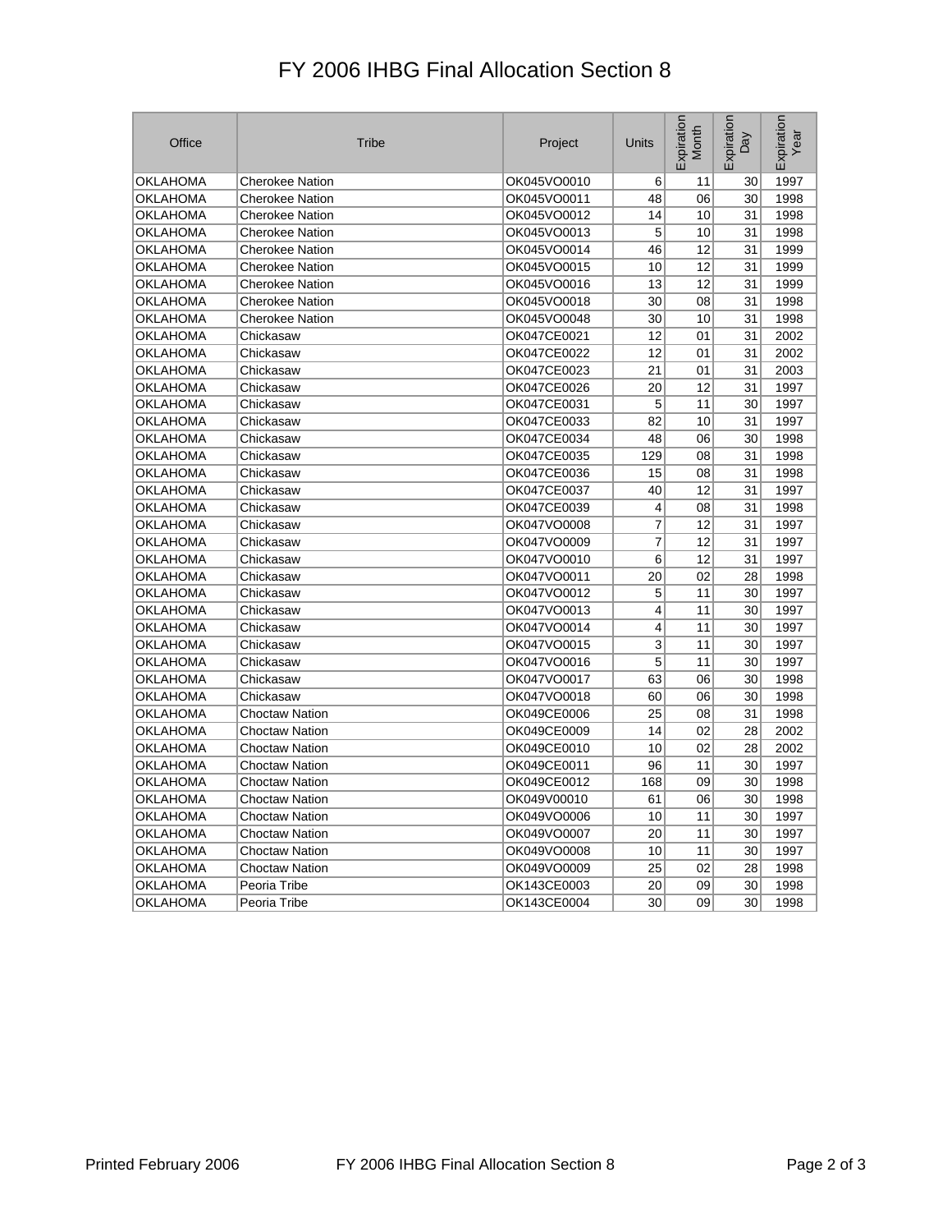# FY 2006 IHBG Final Allocation Section 8

| Office | Tribe | Project | Units | Expiration Month | Expiration Day | Expiration Year |
|---|---|---|---|---|---|---|
| OKLAHOMA | Cherokee Nation | OK045VO0010 | 6 | 11 | 30 | 1997 |
| OKLAHOMA | Cherokee Nation | OK045VO0011 | 48 | 06 | 30 | 1998 |
| OKLAHOMA | Cherokee Nation | OK045VO0012 | 14 | 10 | 31 | 1998 |
| OKLAHOMA | Cherokee Nation | OK045VO0013 | 5 | 10 | 31 | 1998 |
| OKLAHOMA | Cherokee Nation | OK045VO0014 | 46 | 12 | 31 | 1999 |
| OKLAHOMA | Cherokee Nation | OK045VO0015 | 10 | 12 | 31 | 1999 |
| OKLAHOMA | Cherokee Nation | OK045VO0016 | 13 | 12 | 31 | 1999 |
| OKLAHOMA | Cherokee Nation | OK045VO0018 | 30 | 08 | 31 | 1998 |
| OKLAHOMA | Cherokee Nation | OK045VO0048 | 30 | 10 | 31 | 1998 |
| OKLAHOMA | Chickasaw | OK047CE0021 | 12 | 01 | 31 | 2002 |
| OKLAHOMA | Chickasaw | OK047CE0022 | 12 | 01 | 31 | 2002 |
| OKLAHOMA | Chickasaw | OK047CE0023 | 21 | 01 | 31 | 2003 |
| OKLAHOMA | Chickasaw | OK047CE0026 | 20 | 12 | 31 | 1997 |
| OKLAHOMA | Chickasaw | OK047CE0031 | 5 | 11 | 30 | 1997 |
| OKLAHOMA | Chickasaw | OK047CE0033 | 82 | 10 | 31 | 1997 |
| OKLAHOMA | Chickasaw | OK047CE0034 | 48 | 06 | 30 | 1998 |
| OKLAHOMA | Chickasaw | OK047CE0035 | 129 | 08 | 31 | 1998 |
| OKLAHOMA | Chickasaw | OK047CE0036 | 15 | 08 | 31 | 1998 |
| OKLAHOMA | Chickasaw | OK047CE0037 | 40 | 12 | 31 | 1997 |
| OKLAHOMA | Chickasaw | OK047CE0039 | 4 | 08 | 31 | 1998 |
| OKLAHOMA | Chickasaw | OK047VO0008 | 7 | 12 | 31 | 1997 |
| OKLAHOMA | Chickasaw | OK047VO0009 | 7 | 12 | 31 | 1997 |
| OKLAHOMA | Chickasaw | OK047VO0010 | 6 | 12 | 31 | 1997 |
| OKLAHOMA | Chickasaw | OK047VO0011 | 20 | 02 | 28 | 1998 |
| OKLAHOMA | Chickasaw | OK047VO0012 | 5 | 11 | 30 | 1997 |
| OKLAHOMA | Chickasaw | OK047VO0013 | 4 | 11 | 30 | 1997 |
| OKLAHOMA | Chickasaw | OK047VO0014 | 4 | 11 | 30 | 1997 |
| OKLAHOMA | Chickasaw | OK047VO0015 | 3 | 11 | 30 | 1997 |
| OKLAHOMA | Chickasaw | OK047VO0016 | 5 | 11 | 30 | 1997 |
| OKLAHOMA | Chickasaw | OK047VO0017 | 63 | 06 | 30 | 1998 |
| OKLAHOMA | Chickasaw | OK047VO0018 | 60 | 06 | 30 | 1998 |
| OKLAHOMA | Choctaw Nation | OK049CE0006 | 25 | 08 | 31 | 1998 |
| OKLAHOMA | Choctaw Nation | OK049CE0009 | 14 | 02 | 28 | 2002 |
| OKLAHOMA | Choctaw Nation | OK049CE0010 | 10 | 02 | 28 | 2002 |
| OKLAHOMA | Choctaw Nation | OK049CE0011 | 96 | 11 | 30 | 1997 |
| OKLAHOMA | Choctaw Nation | OK049CE0012 | 168 | 09 | 30 | 1998 |
| OKLAHOMA | Choctaw Nation | OK049V00010 | 61 | 06 | 30 | 1998 |
| OKLAHOMA | Choctaw Nation | OK049VO0006 | 10 | 11 | 30 | 1997 |
| OKLAHOMA | Choctaw Nation | OK049VO0007 | 20 | 11 | 30 | 1997 |
| OKLAHOMA | Choctaw Nation | OK049VO0008 | 10 | 11 | 30 | 1997 |
| OKLAHOMA | Choctaw Nation | OK049VO0009 | 25 | 02 | 28 | 1998 |
| OKLAHOMA | Peoria Tribe | OK143CE0003 | 20 | 09 | 30 | 1998 |
| OKLAHOMA | Peoria Tribe | OK143CE0004 | 30 | 09 | 30 | 1998 |

Printed February 2006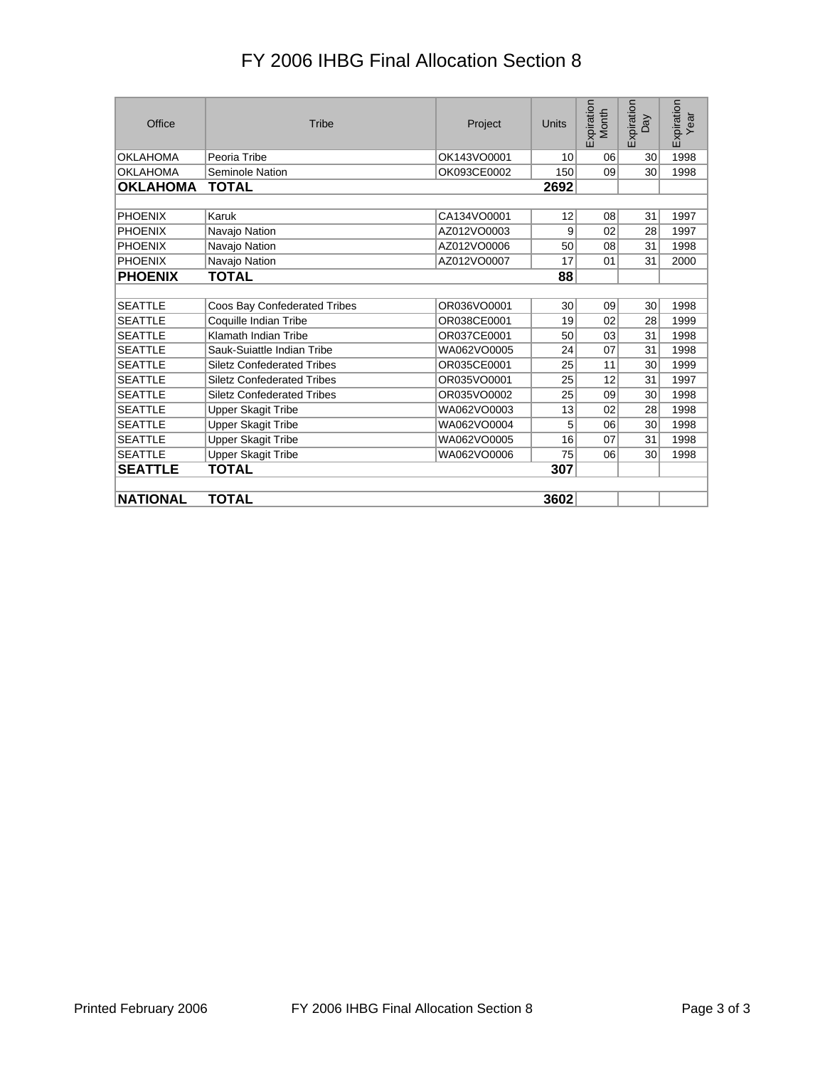# FY 2006 IHBG Final Allocation Section 8

| Office | Tribe | Project | Units | Expiration Month | Expiration Day | Expiration Year |
|---|---|---|---|---|---|---|
| OKLAHOMA | Peoria Tribe | OK143VO0001 | 10 | 06 | 30 | 1998 |
| OKLAHOMA | Seminole Nation | OK093CE0002 | 150 | 09 | 30 | 1998 |
| **OKLAHOMA** | **TOTAL** | | **2692** | | | |
| | | | | | | |
| PHOENIX | Karuk | CA134VO0001 | 12 | 08 | 31 | 1997 |
| PHOENIX | Navajo Nation | AZ012VO0003 | 9 | 02 | 28 | 1997 |
| PHOENIX | Navajo Nation | AZ012VO0006 | 50 | 08 | 31 | 1998 |
| PHOENIX | Navajo Nation | AZ012VO0007 | 17 | 01 | 31 | 2000 |
| **PHOENIX** | **TOTAL** | | **88** | | | |
| | | | | | | |
| SEATTLE | Coos Bay Confederated Tribes | OR036VO0001 | 30 | 09 | 30 | 1998 |
| SEATTLE | Coquille Indian Tribe | OR038CE0001 | 19 | 02 | 28 | 1999 |
| SEATTLE | Klamath Indian Tribe | OR037CE0001 | 50 | 03 | 31 | 1998 |
| SEATTLE | Sauk-Suiattle Indian Tribe | WA062VO0005 | 24 | 07 | 31 | 1998 |
| SEATTLE | Siletz Confederated Tribes | OR035CE0001 | 25 | 11 | 30 | 1999 |
| SEATTLE | Siletz Confederated Tribes | OR035VO0001 | 25 | 12 | 31 | 1997 |
| SEATTLE | Siletz Confederated Tribes | OR035VO0002 | 25 | 09 | 30 | 1998 |
| SEATTLE | Upper Skagit Tribe | WA062VO0003 | 13 | 02 | 28 | 1998 |
| SEATTLE | Upper Skagit Tribe | WA062VO0004 | 5 | 06 | 30 | 1998 |
| SEATTLE | Upper Skagit Tribe | WA062VO0005 | 16 | 07 | 31 | 1998 |
| SEATTLE | Upper Skagit Tribe | WA062VO0006 | 75 | 06 | 30 | 1998 |
| **SEATTLE** | **TOTAL** | | **307** | | | |
| | | | | | | |
| **NATIONAL** | **TOTAL** | | **3602** | | | |

Printed February 2006